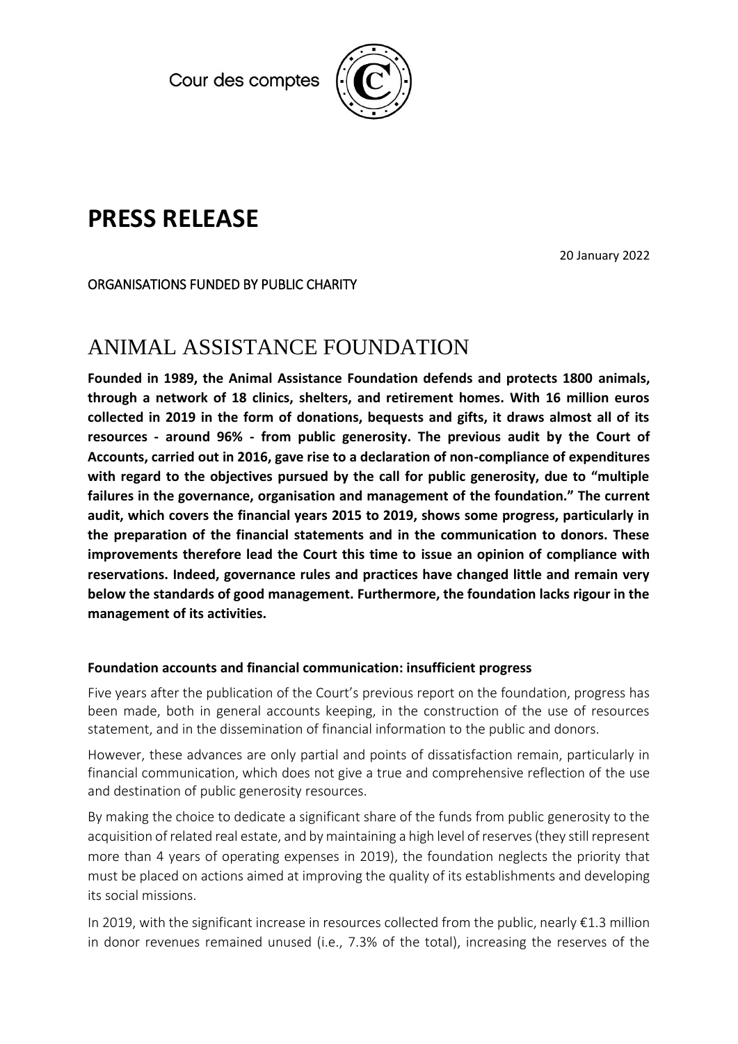Cour des comptes

# PRESS RELEASE

20 January 2022

ORGANISATIONS FUNDED BY PUBLIC CHARITY

## ANIMAL ASSISTANCE FOUNDATION

**Founded in 1989, the Animal Assistance Foundation defends and protects 1800 animals, through a network of 18 clinics, shelters, and retirement homes. With 16 million euros collected in 2019 in the form of donations, bequests and gifts, it draws almost all of its resources - around 96% - from public generosity. The previous audit by the Court of Accounts, carried out in 2016, gave rise to a declaration of non-compliance of expenditures with regard to the objectives pursued by the call for public generosity, due to "multiple failures in the governance, organisation and management of the foundation." The current audit, which covers the financial years 2015 to 2019, shows some progress, particularly in the preparation of the financial statements and in the communication to donors. These improvements therefore lead the Court this time to issue an opinion of compliance with reservations. Indeed, governance rules and practices have changed little and remain very below the standards of good management. Furthermore, the foundation lacks rigour in the management of its activities.**

### Foundation accounts and financial communication: insufficient progress

Five years after the publication of the Court's previous report on the foundation, progress has been made, both in general accounts keeping, in the construction of the use of resources statement, and in the dissemination of financial information to the public and donors.

However, these advances are only partial and points of dissatisfaction remain, particularly in financial communication, which does not give a true and comprehensive reflection of the use and destination of public generosity resources.

By making the choice to dedicate a significant share of the funds from public generosity to the acquisition of related real estate, and by maintaining a high level of reserves (they still represent more than 4 years of operating expenses in 2019), the foundation neglects the priority that must be placed on actions aimed at improving the quality of its establishments and developing its social missions.

In 2019, with the significant increase in resources collected from the public, nearly €1.3 million in donor revenues remained unused (i.e., 7.3% of the total), increasing the reserves of the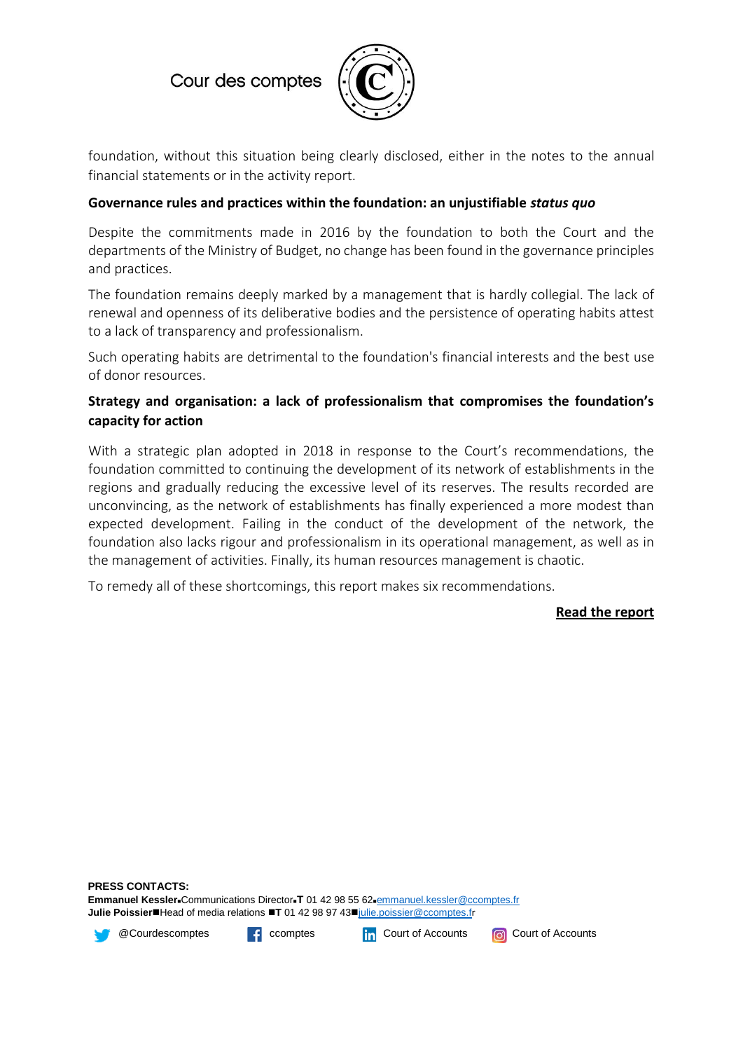foundation, without this situation being clearly disclosed, either in the notes to the annual financial statements or in the activity report.

### Governance rules and practices within the foundation: an unjustifiable *status quo*

Despite the commitments made in 2016 by the foundation to both the Court and the departments of the Ministry of Budget, no change has been found in the governance principles and practices.

The foundation remains deeply marked by a management that is hardly collegial. The lack of renewal and openness of its deliberative bodies and the persistence of operating habits attest to a lack of transparency and professionalism.

Such operating habits are detrimental to the foundation's financial interests and the best use of donor resources.

### Strategy and organisation: a lack of professionalism that compromises the foundation's capacity for action

With a strategic plan adopted in 2018 in response to the Court's recommendations, the foundation committed to continuing the development of its network of establishments in the regions and gradually reducing the excessive level of its reserves. The results recorded are unconvincing, as the network of establishments has finally experienced a more modest than expected development. Failing in the conduct of the development of the network, the foundation also lacks rigour and professionalism in its operational management, as well as in the management of activities. Finally, its human resources management is chaotic.

To remedy all of these shortcomings, this report makes six recommendations.

**Read the report**

**PRESS CONTACTS:**
**Emmanuel Kessler**▪Communications Director▪**T** 01 42 98 55 62▪emmanuel.kessler@ccomptes.fr
**Julie Poissier**■Head of media relations ■**T** 01 42 98 97 43■julie.poissier@ccomptes.fr

@Courdescomptes ccomptes Court of Accounts Court of Accounts